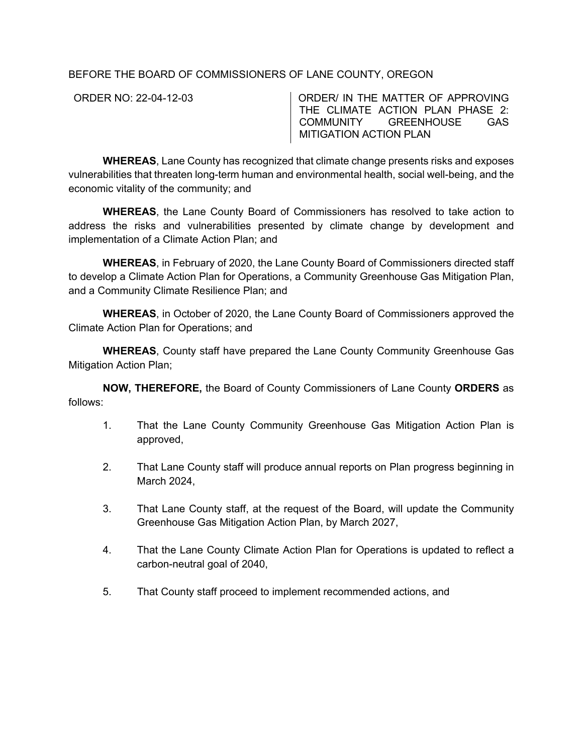BEFORE THE BOARD OF COMMISSIONERS OF LANE COUNTY, OREGON

| ORDER NO: 22-04-12-03 | ORDER/ IN THE MATTER OF APPROVING THE CLIMATE ACTION PLAN PHASE 2: COMMUNITY GREENHOUSE GAS MITIGATION ACTION PLAN |
|---|---|

**WHEREAS**, Lane County has recognized that climate change presents risks and exposes vulnerabilities that threaten long-term human and environmental health, social well-being, and the economic vitality of the community; and

**WHEREAS**, the Lane County Board of Commissioners has resolved to take action to address the risks and vulnerabilities presented by climate change by development and implementation of a Climate Action Plan; and

**WHEREAS**, in February of 2020, the Lane County Board of Commissioners directed staff to develop a Climate Action Plan for Operations, a Community Greenhouse Gas Mitigation Plan, and a Community Climate Resilience Plan; and

**WHEREAS**, in October of 2020, the Lane County Board of Commissioners approved the Climate Action Plan for Operations; and

**WHEREAS**, County staff have prepared the Lane County Community Greenhouse Gas Mitigation Action Plan;

**NOW, THEREFORE,** the Board of County Commissioners of Lane County **ORDERS** as follows:

1. That the Lane County Community Greenhouse Gas Mitigation Action Plan is approved,

2. That Lane County staff will produce annual reports on Plan progress beginning in March 2024,

3. That Lane County staff, at the request of the Board, will update the Community Greenhouse Gas Mitigation Action Plan, by March 2027,

4. That the Lane County Climate Action Plan for Operations is updated to reflect a carbon-neutral goal of 2040,

5. That County staff proceed to implement recommended actions, and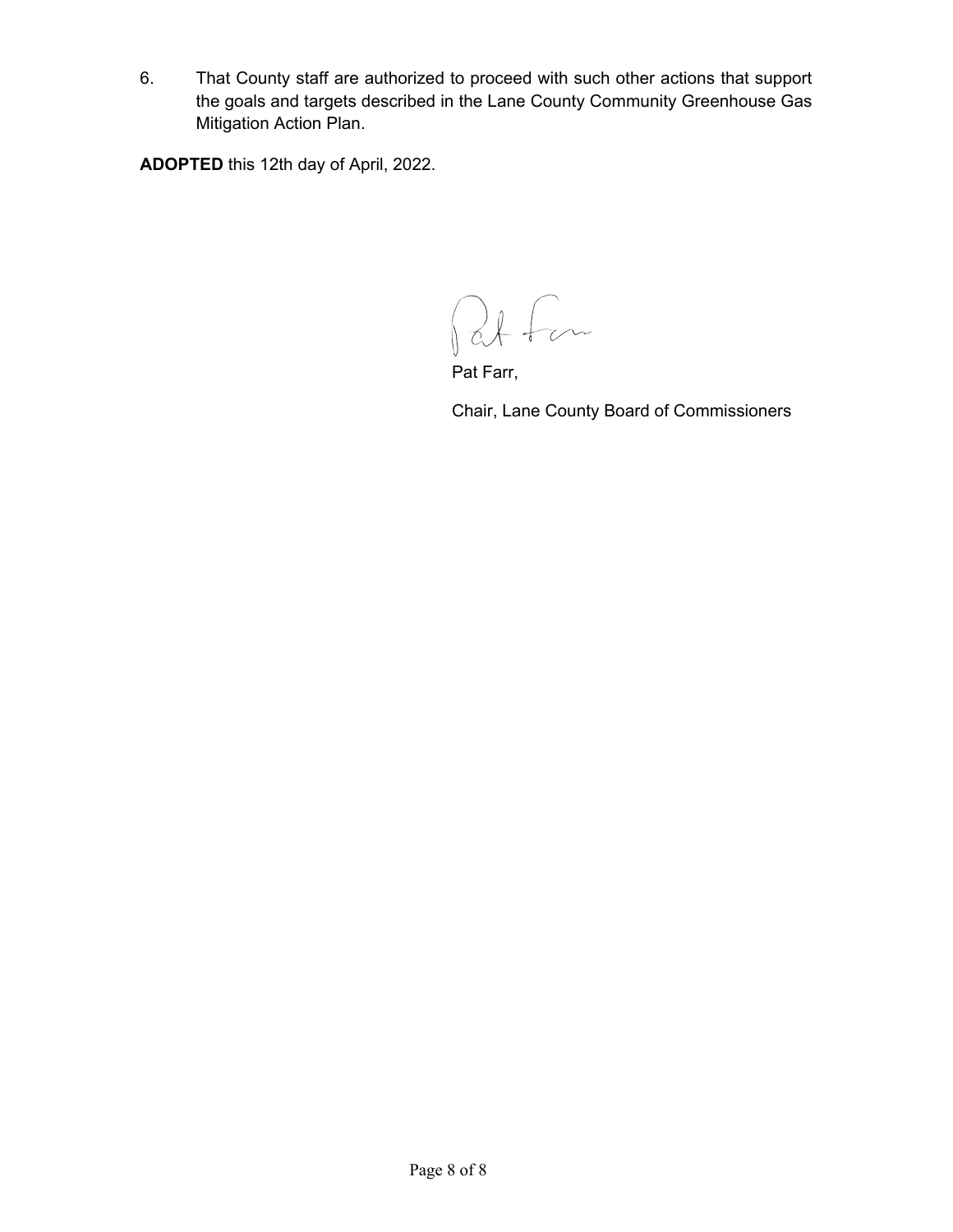6. That County staff are authorized to proceed with such other actions that support the goals and targets described in the Lane County Community Greenhouse Gas Mitigation Action Plan.

**ADOPTED** this 12th day of April, 2022.

Pat Farr,

Chair, Lane County Board of Commissioners